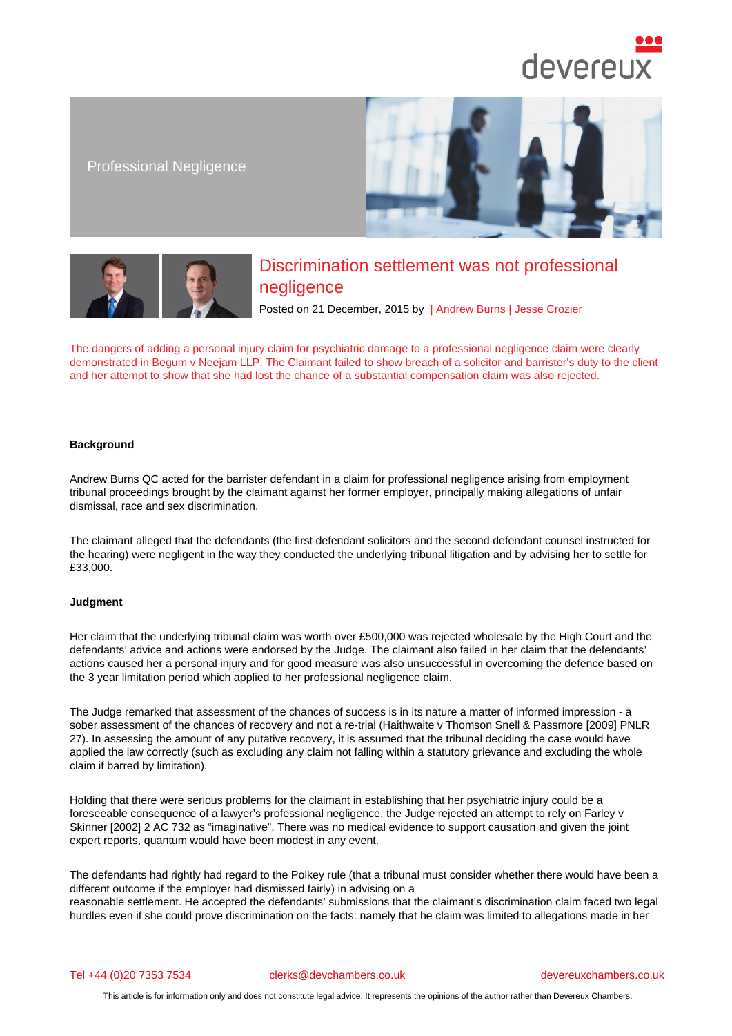Professional Negligence

# Discrimination settlement was not professional negligence

Posted on 21 December, 2015 by | Andrew Burns | Jesse Crozier

The dangers of adding a personal injury claim for psychiatric damage to a professional negligence claim were clearly demonstrated in Begum v Neejam LLP. The Claimant failed to show breach of a solicitor and barrister's duty to the client and her attempt to show that she had lost the chance of a substantial compensation claim was also rejected.

**Background**

Andrew Burns QC acted for the barrister defendant in a claim for professional negligence arising from employment tribunal proceedings brought by the claimant against her former employer, principally making allegations of unfair dismissal, race and sex discrimination.

The claimant alleged that the defendants (the first defendant solicitors and the second defendant counsel instructed for the hearing) were negligent in the way they conducted the underlying tribunal litigation and by advising her to settle for £33,000.

**Judgment**

Her claim that the underlying tribunal claim was worth over £500,000 was rejected wholesale by the High Court and the defendants' advice and actions were endorsed by the Judge. The claimant also failed in her claim that the defendants' actions caused her a personal injury and for good measure was also unsuccessful in overcoming the defence based on the 3 year limitation period which applied to her professional negligence claim.

The Judge remarked that assessment of the chances of success is in its nature a matter of informed impression - a sober assessment of the chances of recovery and not a re-trial (Haithwaite v Thomson Snell & Passmore [2009] PNLR 27). In assessing the amount of any putative recovery, it is assumed that the tribunal deciding the case would have applied the law correctly (such as excluding any claim not falling within a statutory grievance and excluding the whole claim if barred by limitation).

Holding that there were serious problems for the claimant in establishing that her psychiatric injury could be a foreseeable consequence of a lawyer's professional negligence, the Judge rejected an attempt to rely on Farley v Skinner [2002] 2 AC 732 as "imaginative". There was no medical evidence to support causation and given the joint expert reports, quantum would have been modest in any event.

The defendants had rightly had regard to the Polkey rule (that a tribunal must consider whether there would have been a different outcome if the employer had dismissed fairly) in advising on a reasonable settlement. He accepted the defendants' submissions that the claimant's discrimination claim faced two legal hurdles even if she could prove discrimination on the facts: namely that he claim was limited to allegations made in her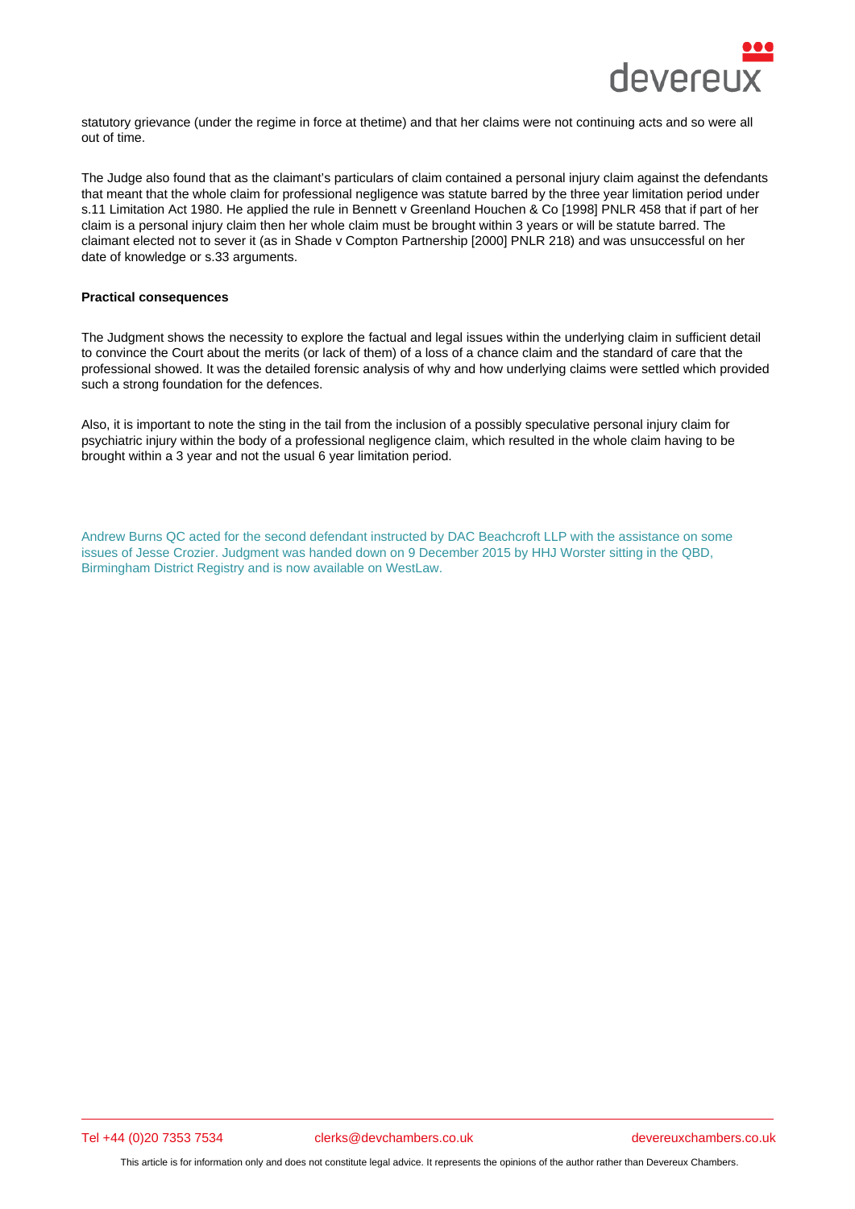statutory grievance (under the regime in force at thetime) and that her claims were not continuing acts and so were all out of time.

The Judge also found that as the claimant's particulars of claim contained a personal injury claim against the defendants that meant that the whole claim for professional negligence was statute barred by the three year limitation period under s.11 Limitation Act 1980. He applied the rule in Bennett v Greenland Houchen & Co [1998] PNLR 458 that if part of her claim is a personal injury claim then her whole claim must be brought within 3 years or will be statute barred. The claimant elected not to sever it (as in Shade v Compton Partnership [2000] PNLR 218) and was unsuccessful on her date of knowledge or s.33 arguments.

**Practical consequences**

The Judgment shows the necessity to explore the factual and legal issues within the underlying claim in sufficient detail to convince the Court about the merits (or lack of them) of a loss of a chance claim and the standard of care that the professional showed. It was the detailed forensic analysis of why and how underlying claims were settled which provided such a strong foundation for the defences.

Also, it is important to note the sting in the tail from the inclusion of a possibly speculative personal injury claim for psychiatric injury within the body of a professional negligence claim, which resulted in the whole claim having to be brought within a 3 year and not the usual 6 year limitation period.

Andrew Burns QC acted for the second defendant instructed by DAC Beachcroft LLP with the assistance on some issues of Jesse Crozier. Judgment was handed down on 9 December 2015 by HHJ Worster sitting in the QBD, Birmingham District Registry and is now available on WestLaw.